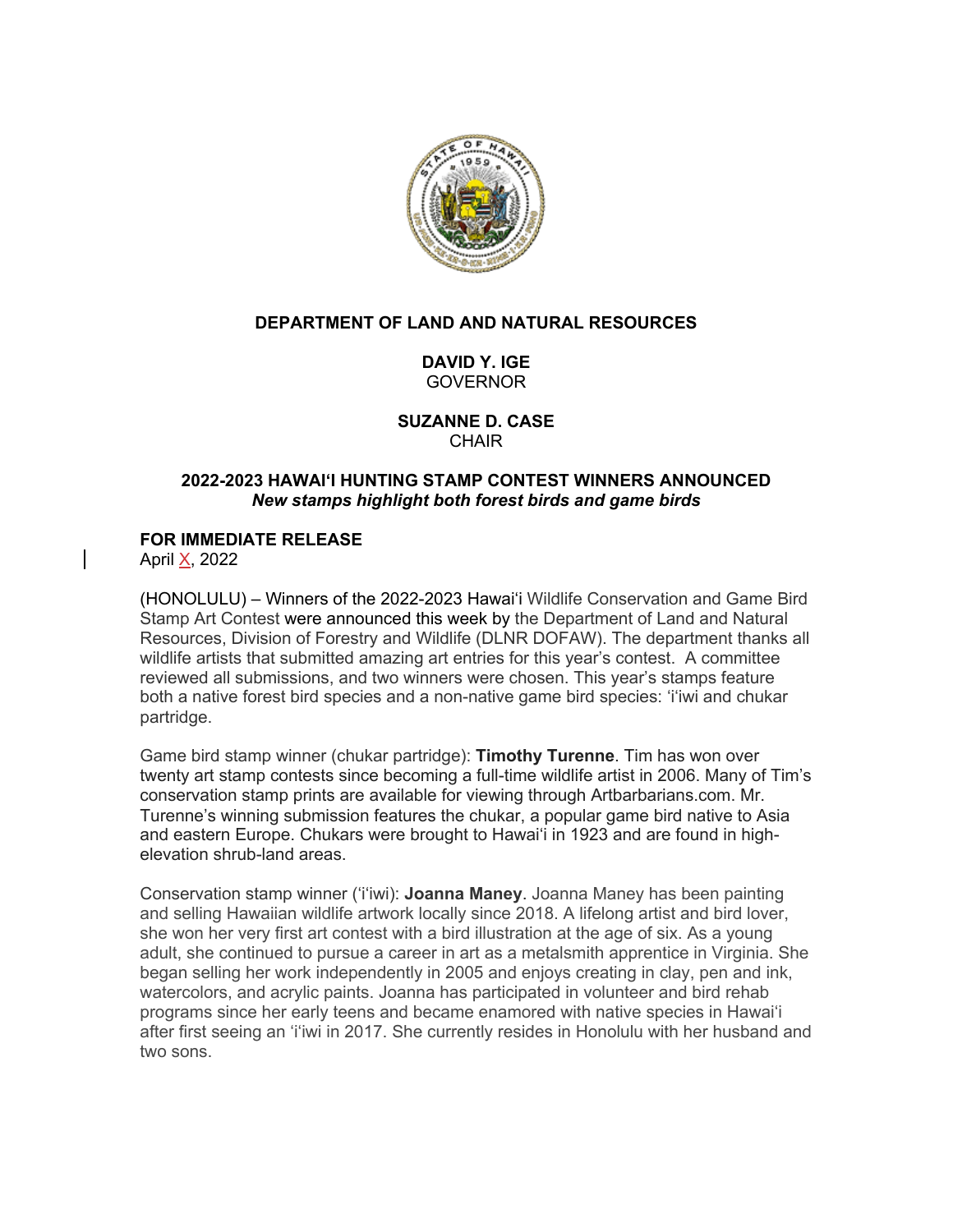**DEPARTMENT OF LAND AND NATURAL RESOURCES**

**DAVID Y. IGE**
GOVERNOR

**SUZANNE D. CASE**
CHAIR

# 2022-2023 HAWAIʻI HUNTING STAMP CONTEST WINNERS ANNOUNCED

***New stamps highlight both forest birds and game birds***

**FOR IMMEDIATE RELEASE**
April X, 2022

(HONOLULU) – Winners of the 2022-2023 Hawaiʻi Wildlife Conservation and Game Bird Stamp Art Contest were announced this week by the Department of Land and Natural Resources, Division of Forestry and Wildlife (DLNR DOFAW). The department thanks all wildlife artists that submitted amazing art entries for this year's contest. A committee reviewed all submissions, and two winners were chosen. This year's stamps feature both a native forest bird species and a non-native game bird species: ʻiʻiwi and chukar partridge.

Game bird stamp winner (chukar partridge): **Timothy Turenne**. Tim has won over twenty art stamp contests since becoming a full-time wildlife artist in 2006. Many of Tim's conservation stamp prints are available for viewing through Artbarbarians.com. Mr. Turenne's winning submission features the chukar, a popular game bird native to Asia and eastern Europe. Chukars were brought to Hawaiʻi in 1923 and are found in high-elevation shrub-land areas.

Conservation stamp winner (ʻiʻiwi): **Joanna Maney**. Joanna Maney has been painting and selling Hawaiian wildlife artwork locally since 2018. A lifelong artist and bird lover, she won her very first art contest with a bird illustration at the age of six. As a young adult, she continued to pursue a career in art as a metalsmith apprentice in Virginia. She began selling her work independently in 2005 and enjoys creating in clay, pen and ink, watercolors, and acrylic paints. Joanna has participated in volunteer and bird rehab programs since her early teens and became enamored with native species in Hawaiʻi after first seeing an ʻiʻiwi in 2017. She currently resides in Honolulu with her husband and two sons.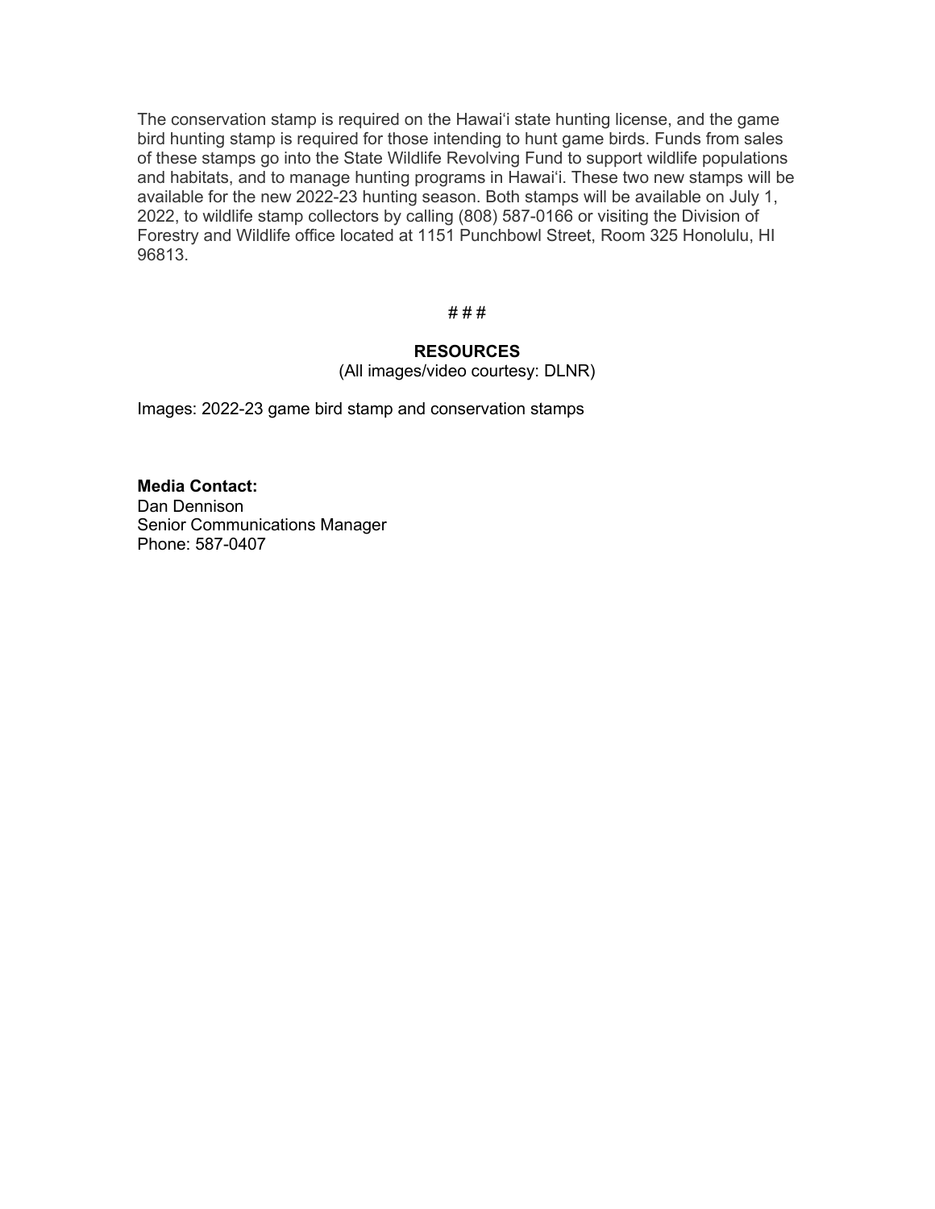The conservation stamp is required on the Hawaiʻi state hunting license, and the game bird hunting stamp is required for those intending to hunt game birds. Funds from sales of these stamps go into the State Wildlife Revolving Fund to support wildlife populations and habitats, and to manage hunting programs in Hawaiʻi. These two new stamps will be available for the new 2022-23 hunting season. Both stamps will be available on July 1, 2022, to wildlife stamp collectors by calling (808) 587-0166 or visiting the Division of Forestry and Wildlife office located at 1151 Punchbowl Street, Room 325 Honolulu, HI 96813.

# # #

**RESOURCES**

(All images/video courtesy: DLNR)

Images: 2022-23 game bird stamp and conservation stamps

**Media Contact:**
Dan Dennison
Senior Communications Manager
Phone: 587-0407